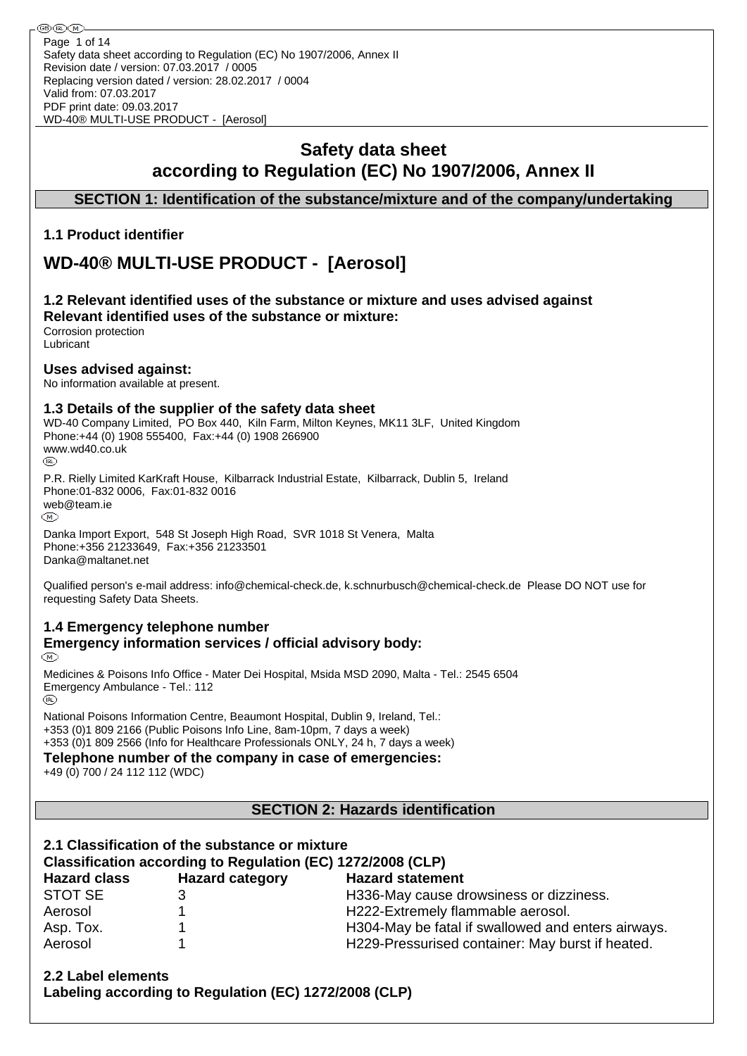# Safety data sheet according to Regulation (EC) No 1907/2006, Annex II

## SECTION 1: Identification of the substance/mixture and of the company/undertaking

### 1.1 Product identifier

# WD-40® MULTI-USE PRODUCT - [Aerosol]

### 1.2 Relevant identified uses of the substance or mixture and uses advised against

**Relevant identified uses of the substance or mixture:**

Corrosion protection
Lubricant

**Uses advised against:**

No information available at present.

### 1.3 Details of the supplier of the safety data sheet

WD-40 Company Limited, PO Box 440, Kiln Farm, Milton Keynes, MK11 3LF, United Kingdom
Phone:+44 (0) 1908 555400, Fax:+44 (0) 1908 266900
www.wd40.co.uk

(IRL)

P.R. Rielly Limited KarKraft House, Kilbarrack Industrial Estate, Kilbarrack, Dublin 5, Ireland
Phone:01-832 0006, Fax:01-832 0016
web@team.ie

(M)

Danka Import Export, 548 St Joseph High Road, SVR 1018 St Venera, Malta
Phone:+356 21233649, Fax:+356 21233501
Danka@maltanet.net

Qualified person's e-mail address: info@chemical-check.de, k.schnurbusch@chemical-check.de Please DO NOT use for requesting Safety Data Sheets.

### 1.4 Emergency telephone number

**Emergency information services / official advisory body:**

(M)

Medicines & Poisons Info Office - Mater Dei Hospital, Msida MSD 2090, Malta - Tel.: 2545 6504
Emergency Ambulance - Tel.: 112

(IRL)

National Poisons Information Centre, Beaumont Hospital, Dublin 9, Ireland, Tel.:
+353 (0)1 809 2166 (Public Poisons Info Line, 8am-10pm, 7 days a week)
+353 (0)1 809 2566 (Info for Healthcare Professionals ONLY, 24 h, 7 days a week)

**Telephone number of the company in case of emergencies:**

+49 (0) 700 / 24 112 112 (WDC)

## SECTION 2: Hazards identification

### 2.1 Classification of the substance or mixture

**Classification according to Regulation (EC) 1272/2008 (CLP)**

| Hazard class | Hazard category | Hazard statement |
|---|---|---|
| STOT SE | 3 | H336-May cause drowsiness or dizziness. |
| Aerosol | 1 | H222-Extremely flammable aerosol. |
| Asp. Tox. | 1 | H304-May be fatal if swallowed and enters airways. |
| Aerosol | 1 | H229-Pressurised container: May burst if heated. |

### 2.2 Label elements

**Labeling according to Regulation (EC) 1272/2008 (CLP)**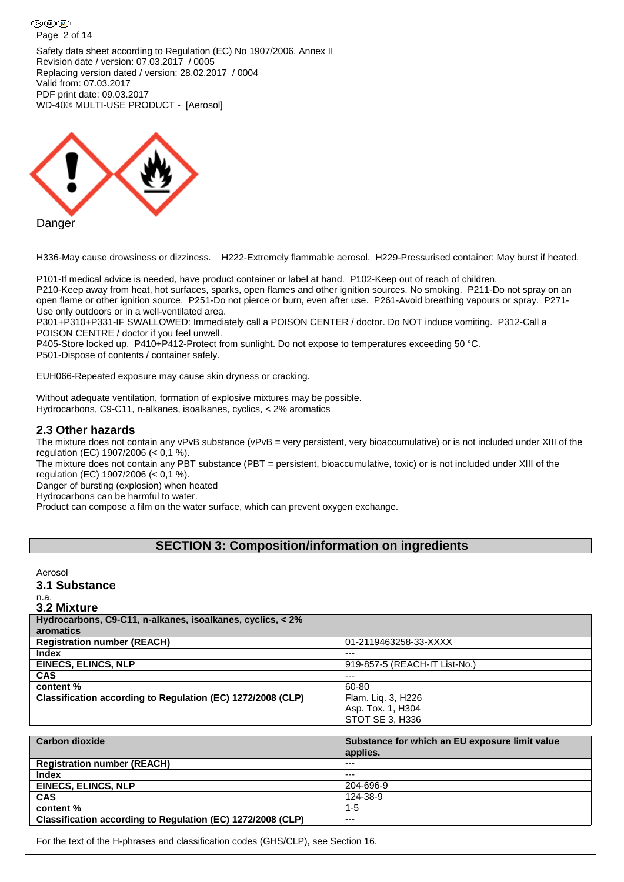Safety data sheet according to Regulation (EC) No 1907/2006, Annex II
Revision date / version: 07.03.2017 / 0005
Replacing version dated / version: 28.02.2017 / 0004
Valid from: 07.03.2017
PDF print date: 09.03.2017
WD-40® MULTI-USE PRODUCT - [Aerosol]

Danger

H336-May cause drowsiness or dizziness. H222-Extremely flammable aerosol. H229-Pressurised container: May burst if heated.

P101-If medical advice is needed, have product container or label at hand. P102-Keep out of reach of children.
P210-Keep away from heat, hot surfaces, sparks, open flames and other ignition sources. No smoking. P211-Do not spray on an open flame or other ignition source. P251-Do not pierce or burn, even after use. P261-Avoid breathing vapours or spray. P271-Use only outdoors or in a well-ventilated area.
P301+P310+P331-IF SWALLOWED: Immediately call a POISON CENTER / doctor. Do NOT induce vomiting. P312-Call a POISON CENTRE / doctor if you feel unwell.
P405-Store locked up. P410+P412-Protect from sunlight. Do not expose to temperatures exceeding 50 °C.
P501-Dispose of contents / container safely.

EUH066-Repeated exposure may cause skin dryness or cracking.

Without adequate ventilation, formation of explosive mixtures may be possible.
Hydrocarbons, C9-C11, n-alkanes, isoalkanes, cyclics, < 2% aromatics

## 2.3 Other hazards

The mixture does not contain any vPvB substance (vPvB = very persistent, very bioaccumulative) or is not included under XIII of the regulation (EC) 1907/2006 (< 0,1 %).
The mixture does not contain any PBT substance (PBT = persistent, bioaccumulative, toxic) or is not included under XIII of the regulation (EC) 1907/2006 (< 0,1 %).
Danger of bursting (explosion) when heated
Hydrocarbons can be harmful to water.
Product can compose a film on the water surface, which can prevent oxygen exchange.

# SECTION 3: Composition/information on ingredients

Aerosol

## 3.1 Substance

n.a.

## 3.2 Mixture

| Hydrocarbons, C9-C11, n-alkanes, isoalkanes, cyclics, < 2% aromatics | |
|---|---|
| **Registration number (REACH)** | 01-2119463258-33-XXXX |
| **Index** | --- |
| **EINECS, ELINCS, NLP** | 919-857-5 (REACH-IT List-No.) |
| **CAS** | --- |
| **content %** | 60-80 |
| **Classification according to Regulation (EC) 1272/2008 (CLP)** | Flam. Liq. 3, H226<br>Asp. Tox. 1, H304<br>STOT SE 3, H336 |

| Carbon dioxide | Substance for which an EU exposure limit value applies. |
|---|---|
| **Registration number (REACH)** | --- |
| **Index** | --- |
| **EINECS, ELINCS, NLP** | 204-696-9 |
| **CAS** | 124-38-9 |
| **content %** | 1-5 |
| **Classification according to Regulation (EC) 1272/2008 (CLP)** | --- |

For the text of the H-phrases and classification codes (GHS/CLP), see Section 16.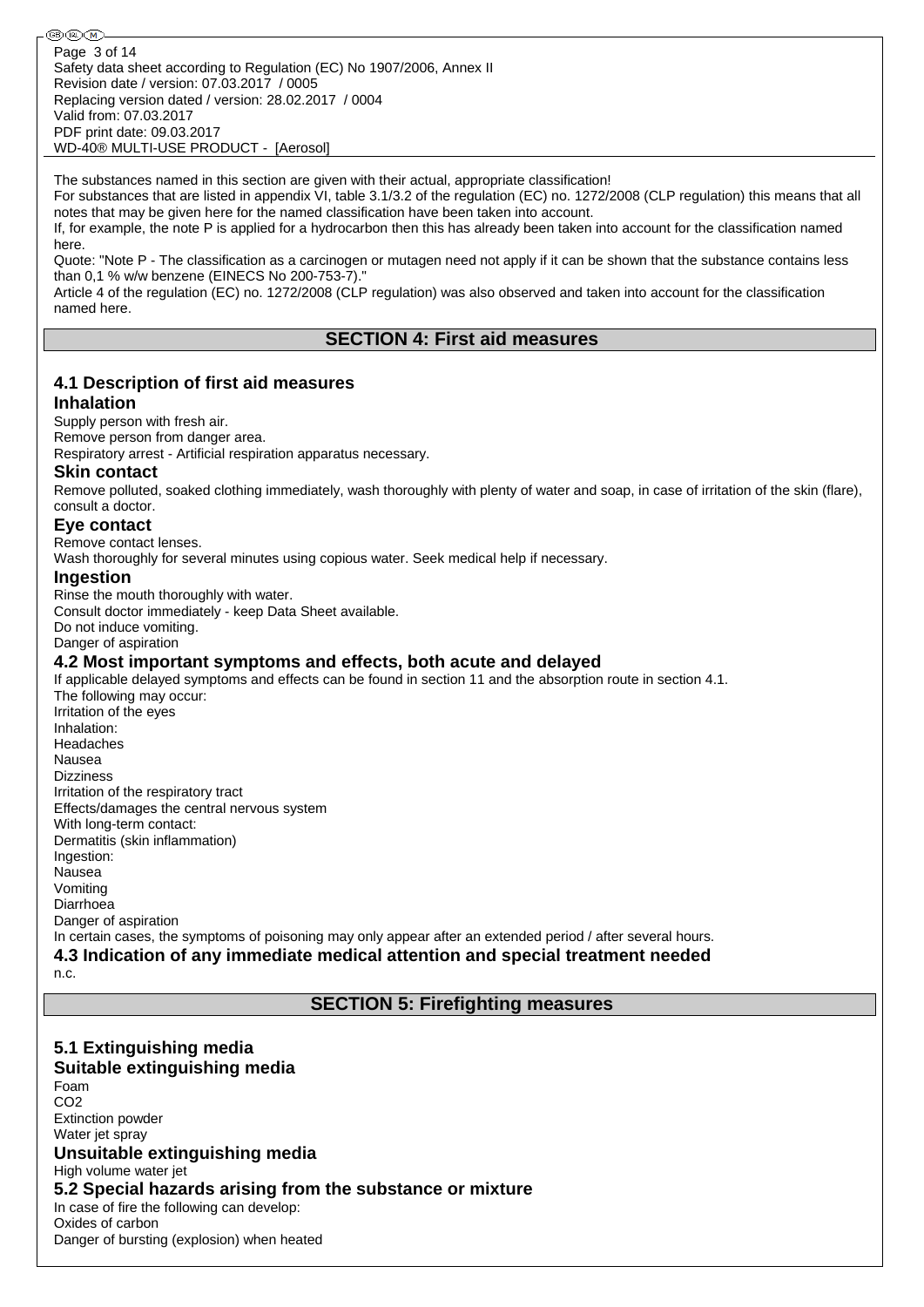The substances named in this section are given with their actual, appropriate classification!
For substances that are listed in appendix VI, table 3.1/3.2 of the regulation (EC) no. 1272/2008 (CLP regulation) this means that all notes that may be given here for the named classification have been taken into account.
If, for example, the note P is applied for a hydrocarbon then this has already been taken into account for the classification named here.
Quote: "Note P - The classification as a carcinogen or mutagen need not apply if it can be shown that the substance contains less than 0,1 % w/w benzene (EINECS No 200-753-7)."
Article 4 of the regulation (EC) no. 1272/2008 (CLP regulation) was also observed and taken into account for the classification named here.

## SECTION 4: First aid measures

### 4.1 Description of first aid measures

**Inhalation**

Supply person with fresh air.
Remove person from danger area.
Respiratory arrest - Artificial respiration apparatus necessary.

**Skin contact**

Remove polluted, soaked clothing immediately, wash thoroughly with plenty of water and soap, in case of irritation of the skin (flare), consult a doctor.

**Eye contact**

Remove contact lenses.
Wash thoroughly for several minutes using copious water. Seek medical help if necessary.

**Ingestion**

Rinse the mouth thoroughly with water.
Consult doctor immediately - keep Data Sheet available.
Do not induce vomiting.
Danger of aspiration

### 4.2 Most important symptoms and effects, both acute and delayed

If applicable delayed symptoms and effects can be found in section 11 and the absorption route in section 4.1.
The following may occur:
Irritation of the eyes
Inhalation:
Headaches
Nausea
Dizziness
Irritation of the respiratory tract
Effects/damages the central nervous system
With long-term contact:
Dermatitis (skin inflammation)
Ingestion:
Nausea
Vomiting
Diarrhoea
Danger of aspiration
In certain cases, the symptoms of poisoning may only appear after an extended period / after several hours.

### 4.3 Indication of any immediate medical attention and special treatment needed

n.c.

## SECTION 5: Firefighting measures

### 5.1 Extinguishing media

**Suitable extinguishing media**

Foam
$CO_2$
Extinction powder
Water jet spray

**Unsuitable extinguishing media**

High volume water jet

### 5.2 Special hazards arising from the substance or mixture

In case of fire the following can develop:
Oxides of carbon
Danger of bursting (explosion) when heated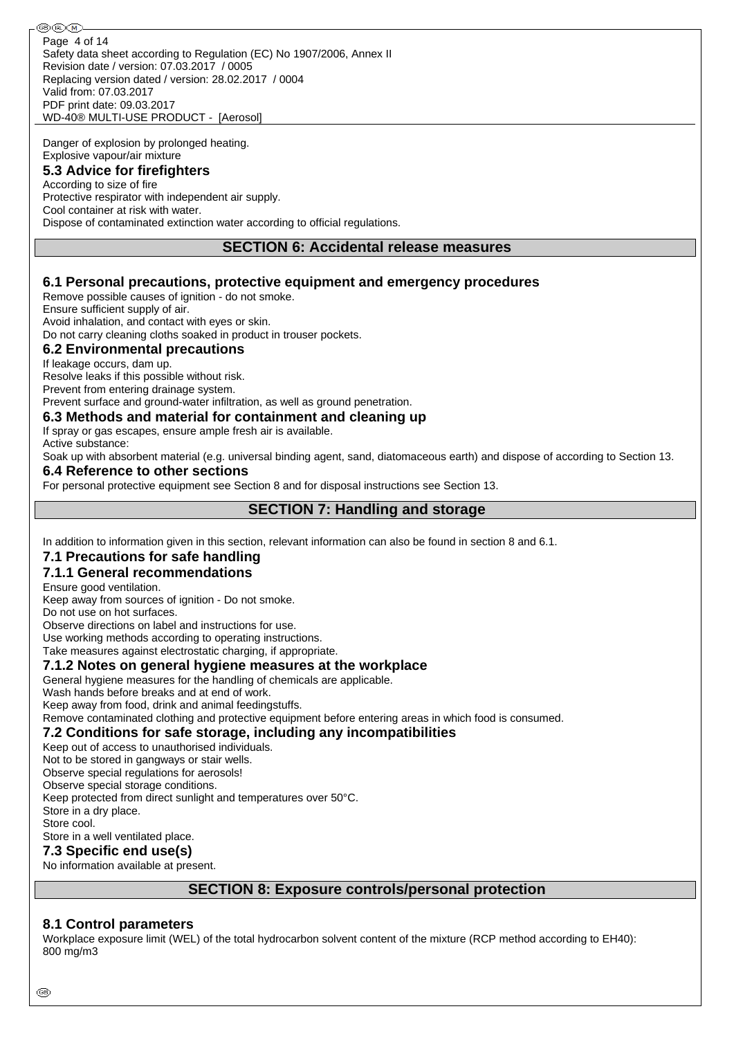Danger of explosion by prolonged heating.
Explosive vapour/air mixture

### 5.3 Advice for firefighters

According to size of fire
Protective respirator with independent air supply.
Cool container at risk with water.
Dispose of contaminated extinction water according to official regulations.

## SECTION 6: Accidental release measures

### 6.1 Personal precautions, protective equipment and emergency procedures

Remove possible causes of ignition - do not smoke.
Ensure sufficient supply of air.
Avoid inhalation, and contact with eyes or skin.
Do not carry cleaning cloths soaked in product in trouser pockets.

### 6.2 Environmental precautions

If leakage occurs, dam up.
Resolve leaks if this possible without risk.
Prevent from entering drainage system.
Prevent surface and ground-water infiltration, as well as ground penetration.

### 6.3 Methods and material for containment and cleaning up

If spray or gas escapes, ensure ample fresh air is available.
Active substance:
Soak up with absorbent material (e.g. universal binding agent, sand, diatomaceous earth) and dispose of according to Section 13.

### 6.4 Reference to other sections

For personal protective equipment see Section 8 and for disposal instructions see Section 13.

## SECTION 7: Handling and storage

In addition to information given in this section, relevant information can also be found in section 8 and 6.1.

### 7.1 Precautions for safe handling

### 7.1.1 General recommendations

Ensure good ventilation.
Keep away from sources of ignition - Do not smoke.
Do not use on hot surfaces.
Observe directions on label and instructions for use.
Use working methods according to operating instructions.
Take measures against electrostatic charging, if appropriate.

### 7.1.2 Notes on general hygiene measures at the workplace

General hygiene measures for the handling of chemicals are applicable.
Wash hands before breaks and at end of work.
Keep away from food, drink and animal feedingstuffs.
Remove contaminated clothing and protective equipment before entering areas in which food is consumed.

### 7.2 Conditions for safe storage, including any incompatibilities

Keep out of access to unauthorised individuals.
Not to be stored in gangways or stair wells.
Observe special regulations for aerosols!
Observe special storage conditions.
Keep protected from direct sunlight and temperatures over 50°C.
Store in a dry place.
Store cool.
Store in a well ventilated place.

### 7.3 Specific end use(s)

No information available at present.

## SECTION 8: Exposure controls/personal protection

### 8.1 Control parameters

Workplace exposure limit (WEL) of the total hydrocarbon solvent content of the mixture (RCP method according to EH40): 800 mg/m3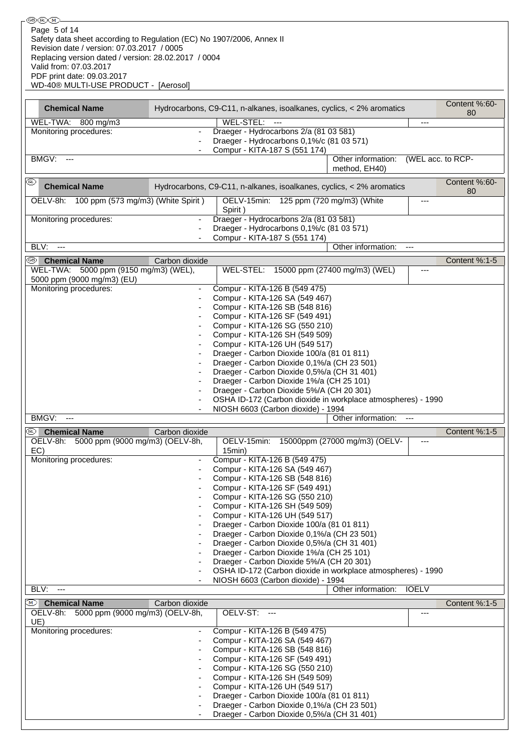| Chemical Name | Hydrocarbons, C9-C11, n-alkanes, isoalkanes, cyclics, < 2% aromatics | | Content %:60-80 |
|---|---|---|---|
| WEL-TWA: 800 mg/m3 | WEL-STEL: --- | --- | |
| Monitoring procedures: | - Draeger - Hydrocarbons 2/a (81 03 581)<br>- Draeger - Hydrocarbons 0,1%/c (81 03 571)<br>- Compur - KITA-187 S (551 174) | | |
| BMGV: --- | | Other information: | (WEL acc. to RCP-method, EH40) |

| (IRL) Chemical Name | Hydrocarbons, C9-C11, n-alkanes, isoalkanes, cyclics, < 2% aromatics | | Content %:60-80 |
|---|---|---|---|
| OELV-8h: 100 ppm (573 mg/m3) (White Spirit ) | OELV-15min: 125 ppm (720 mg/m3) (White Spirit ) | --- | |
| Monitoring procedures: | - Draeger - Hydrocarbons 2/a (81 03 581)<br>- Draeger - Hydrocarbons 0,1%/c (81 03 571)<br>- Compur - KITA-187 S (551 174) | | |
| BLV: --- | | Other information: | --- |

| (GB) Chemical Name | Carbon dioxide | | Content %:1-5 |
|---|---|---|---|
| WEL-TWA: 5000 ppm (9150 mg/m3) (WEL), 5000 ppm (9000 mg/m3) (EU) | WEL-STEL: 15000 ppm (27400 mg/m3) (WEL) | --- | |
| Monitoring procedures: | - Compur - KITA-126 B (549 475)<br>- Compur - KITA-126 SA (549 467)<br>- Compur - KITA-126 SB (548 816)<br>- Compur - KITA-126 SF (549 491)<br>- Compur - KITA-126 SG (550 210)<br>- Compur - KITA-126 SH (549 509)<br>- Compur - KITA-126 UH (549 517)<br>- Draeger - Carbon Dioxide 100/a (81 01 811)<br>- Draeger - Carbon Dioxide 0,1%/a (CH 23 501)<br>- Draeger - Carbon Dioxide 0,5%/a (CH 31 401)<br>- Draeger - Carbon Dioxide 1%/a (CH 25 101)<br>- Draeger - Carbon Dioxide 5%/A (CH 20 301)<br>- OSHA ID-172 (Carbon dioxide in workplace atmospheres) - 1990<br>- NIOSH 6603 (Carbon dioxide) - 1994 | | |
| BMGV: --- | | Other information: | --- |

| (IRL) Chemical Name | Carbon dioxide | | Content %:1-5 |
|---|---|---|---|
| OELV-8h: 5000 ppm (9000 mg/m3) (OELV-8h, EC) | OELV-15min: 15000ppm (27000 mg/m3) (OELV-15min) | --- | |
| Monitoring procedures: | - Compur - KITA-126 B (549 475)<br>- Compur - KITA-126 SA (549 467)<br>- Compur - KITA-126 SB (548 816)<br>- Compur - KITA-126 SF (549 491)<br>- Compur - KITA-126 SG (550 210)<br>- Compur - KITA-126 SH (549 509)<br>- Compur - KITA-126 UH (549 517)<br>- Draeger - Carbon Dioxide 100/a (81 01 811)<br>- Draeger - Carbon Dioxide 0,1%/a (CH 23 501)<br>- Draeger - Carbon Dioxide 0,5%/a (CH 31 401)<br>- Draeger - Carbon Dioxide 1%/a (CH 25 101)<br>- Draeger - Carbon Dioxide 5%/A (CH 20 301)<br>- OSHA ID-172 (Carbon dioxide in workplace atmospheres) - 1990<br>- NIOSH 6603 (Carbon dioxide) - 1994 | | |
| BLV: --- | | Other information: | IOELV |

| (M) Chemical Name | Carbon dioxide | | Content %:1-5 |
|---|---|---|---|
| OELV-8h: 5000 ppm (9000 mg/m3) (OELV-8h, UE) | OELV-ST: --- | --- | |
| Monitoring procedures: | - Compur - KITA-126 B (549 475)<br>- Compur - KITA-126 SA (549 467)<br>- Compur - KITA-126 SB (548 816)<br>- Compur - KITA-126 SF (549 491)<br>- Compur - KITA-126 SG (550 210)<br>- Compur - KITA-126 SH (549 509)<br>- Compur - KITA-126 UH (549 517)<br>- Draeger - Carbon Dioxide 100/a (81 01 811)<br>- Draeger - Carbon Dioxide 0,1%/a (CH 23 501)<br>- Draeger - Carbon Dioxide 0,5%/a (CH 31 401) | | |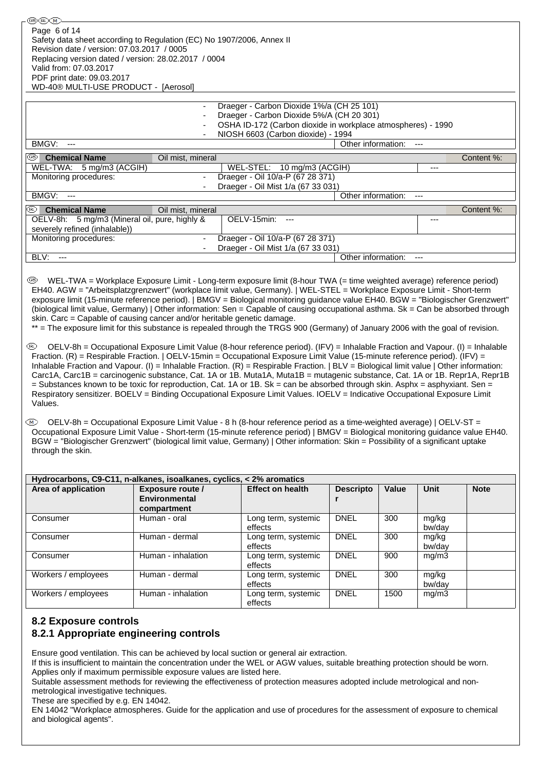| | |
|---|---|
| | - Draeger - Carbon Dioxide 1%/a (CH 25 101)<br>- Draeger - Carbon Dioxide 5%/A (CH 20 301)<br>- OSHA ID-172 (Carbon dioxide in workplace atmospheres) - 1990<br>- NIOSH 6603 (Carbon dioxide) - 1994 |
| BMGV: --- | Other information: --- |

| (GB) Chemical Name | Oil mist, mineral | | Content %: |
|---|---|---|---|
| WEL-TWA: 5 mg/m3 (ACGIH) | WEL-STEL: 10 mg/m3 (ACGIH) | | --- |
| Monitoring procedures: | - Draeger - Oil 10/a-P (67 28 371)<br>- Draeger - Oil Mist 1/a (67 33 031) | | |
| BMGV: --- | | Other information: --- | |

| (IRL) Chemical Name | Oil mist, mineral | | Content %: |
|---|---|---|---|
| OELV-8h: 5 mg/m3 (Mineral oil, pure, highly & severely refined (inhalable)) | OELV-15min: --- | | --- |
| Monitoring procedures: | - Draeger - Oil 10/a-P (67 28 371)<br>- Draeger - Oil Mist 1/a (67 33 031) | | |
| BLV: --- | | Other information: --- | |

(GB) WEL-TWA = Workplace Exposure Limit - Long-term exposure limit (8-hour TWA (= time weighted average) reference period) EH40. AGW = "Arbeitsplatzgrenzwert" (workplace limit value, Germany). | WEL-STEL = Workplace Exposure Limit - Short-term exposure limit (15-minute reference period). | BMGV = Biological monitoring guidance value EH40. BGW = "Biologischer Grenzwert" (biological limit value, Germany) | Other information: Sen = Capable of causing occupational asthma. Sk = Can be absorbed through skin. Carc = Capable of causing cancer and/or heritable genetic damage.
** = The exposure limit for this substance is repealed through the TRGS 900 (Germany) of January 2006 with the goal of revision.

(IRL) OELV-8h = Occupational Exposure Limit Value (8-hour reference period). (IFV) = Inhalable Fraction and Vapour. (I) = Inhalable Fraction. (R) = Respirable Fraction. | OELV-15min = Occupational Exposure Limit Value (15-minute reference period). (IFV) = Inhalable Fraction and Vapour. (I) = Inhalable Fraction. (R) = Respirable Fraction. | BLV = Biological limit value | Other information: Carc1A, Carc1B = carcinogenic substance, Cat. 1A or 1B. Muta1A, Muta1B = mutagenic substance, Cat. 1A or 1B. Repr1A, Repr1B = Substances known to be toxic for reproduction, Cat. 1A or 1B. Sk = can be absorbed through skin. Asphx = asphyxiant. Sen = Respiratory sensitizer. BOELV = Binding Occupational Exposure Limit Values. IOELV = Indicative Occupational Exposure Limit Values.

(M) OELV-8h = Occupational Exposure Limit Value - 8 h (8-hour reference period as a time-weighted average) | OELV-ST = Occupational Exposure Limit Value - Short-term (15-minute reference period) | BMGV = Biological monitoring guidance value EH40. BGW = "Biologischer Grenzwert" (biological limit value, Germany) | Other information: Skin = Possibility of a significant uptake through the skin.

| Hydrocarbons, C9-C11, n-alkanes, isoalkanes, cyclics, < 2% aromatics | | | | | | |
|---|---|---|---|---|---|---|
| **Area of application** | **Exposure route / Environmental compartment** | **Effect on health** | **Descriptor** | **Value** | **Unit** | **Note** |
| Consumer | Human - oral | Long term, systemic effects | DNEL | 300 | mg/kg bw/day | |
| Consumer | Human - dermal | Long term, systemic effects | DNEL | 300 | mg/kg bw/day | |
| Consumer | Human - inhalation | Long term, systemic effects | DNEL | 900 | mg/m3 | |
| Workers / employees | Human - dermal | Long term, systemic effects | DNEL | 300 | mg/kg bw/day | |
| Workers / employees | Human - inhalation | Long term, systemic effects | DNEL | 1500 | mg/m3 | |

## 8.2 Exposure controls

## 8.2.1 Appropriate engineering controls

Ensure good ventilation. This can be achieved by local suction or general air extraction.
If this is insufficient to maintain the concentration under the WEL or AGW values, suitable breathing protection should be worn.
Applies only if maximum permissible exposure values are listed here.
Suitable assessment methods for reviewing the effectiveness of protection measures adopted include metrological and non-metrological investigative techniques.
These are specified by e.g. EN 14042.
EN 14042 "Workplace atmospheres. Guide for the application and use of procedures for the assessment of exposure to chemical and biological agents".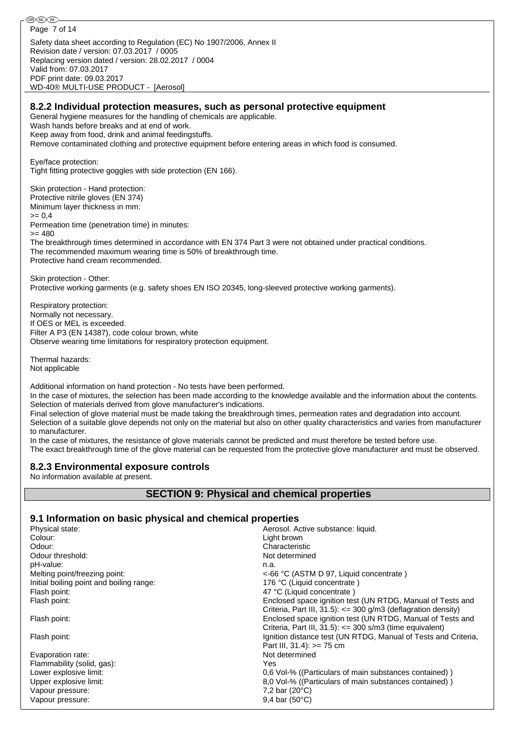## 8.2.2 Individual protection measures, such as personal protective equipment

General hygiene measures for the handling of chemicals are applicable.
Wash hands before breaks and at end of work.
Keep away from food, drink and animal feedingstuffs.
Remove contaminated clothing and protective equipment before entering areas in which food is consumed.

Eye/face protection:
Tight fitting protective goggles with side protection (EN 166).

Skin protection - Hand protection:
Protective nitrile gloves (EN 374)
Minimum layer thickness in mm:
>= 0,4
Permeation time (penetration time) in minutes:
>= 480
The breakthrough times determined in accordance with EN 374 Part 3 were not obtained under practical conditions.
The recommended maximum wearing time is 50% of breakthrough time.
Protective hand cream recommended.

Skin protection - Other:
Protective working garments (e.g. safety shoes EN ISO 20345, long-sleeved protective working garments).

Respiratory protection:
Normally not necessary.
If OES or MEL is exceeded.
Filter A P3 (EN 14387), code colour brown, white
Observe wearing time limitations for respiratory protection equipment.

Thermal hazards:
Not applicable

Additional information on hand protection - No tests have been performed.
In the case of mixtures, the selection has been made according to the knowledge available and the information about the contents.
Selection of materials derived from glove manufacturer's indications.
Final selection of glove material must be made taking the breakthrough times, permeation rates and degradation into account.
Selection of a suitable glove depends not only on the material but also on other quality characteristics and varies from manufacturer to manufacturer.
In the case of mixtures, the resistance of glove materials cannot be predicted and must therefore be tested before use.
The exact breakthrough time of the glove material can be requested from the protective glove manufacturer and must be observed.

## 8.2.3 Environmental exposure controls

No information available at present.

# SECTION 9: Physical and chemical properties

## 9.1 Information on basic physical and chemical properties

| | |
|---|---|
| Physical state: | Aerosol. Active substance: liquid. |
| Colour: | Light brown |
| Odour: | Characteristic |
| Odour threshold: | Not determined |
| pH-value: | n.a. |
| Melting point/freezing point: | <-66 °C (ASTM D 97, Liquid concentrate ) |
| Initial boiling point and boiling range: | 176 °C (Liquid concentrate ) |
| Flash point: | 47 °C (Liquid concentrate ) |
| Flash point: | Enclosed space ignition test (UN RTDG, Manual of Tests and Criteria, Part III, 31.5): <= 300 g/m3 (deflagration density) |
| Flash point: | Enclosed space ignition test (UN RTDG, Manual of Tests and Criteria, Part III, 31.5): <= 300 s/m3 (time equivalent) |
| Flash point: | Ignition distance test (UN RTDG, Manual of Tests and Criteria, Part III, 31.4): >= 75 cm |
| Evaporation rate: | Not determined |
| Flammability (solid, gas): | Yes |
| Lower explosive limit: | 0,6 Vol-% ((Particulars of main substances contained) ) |
| Upper explosive limit: | 8,0 Vol-% ((Particulars of main substances contained) ) |
| Vapour pressure: | 7,2 bar (20°C) |
| Vapour pressure: | 9,4 bar (50°C) |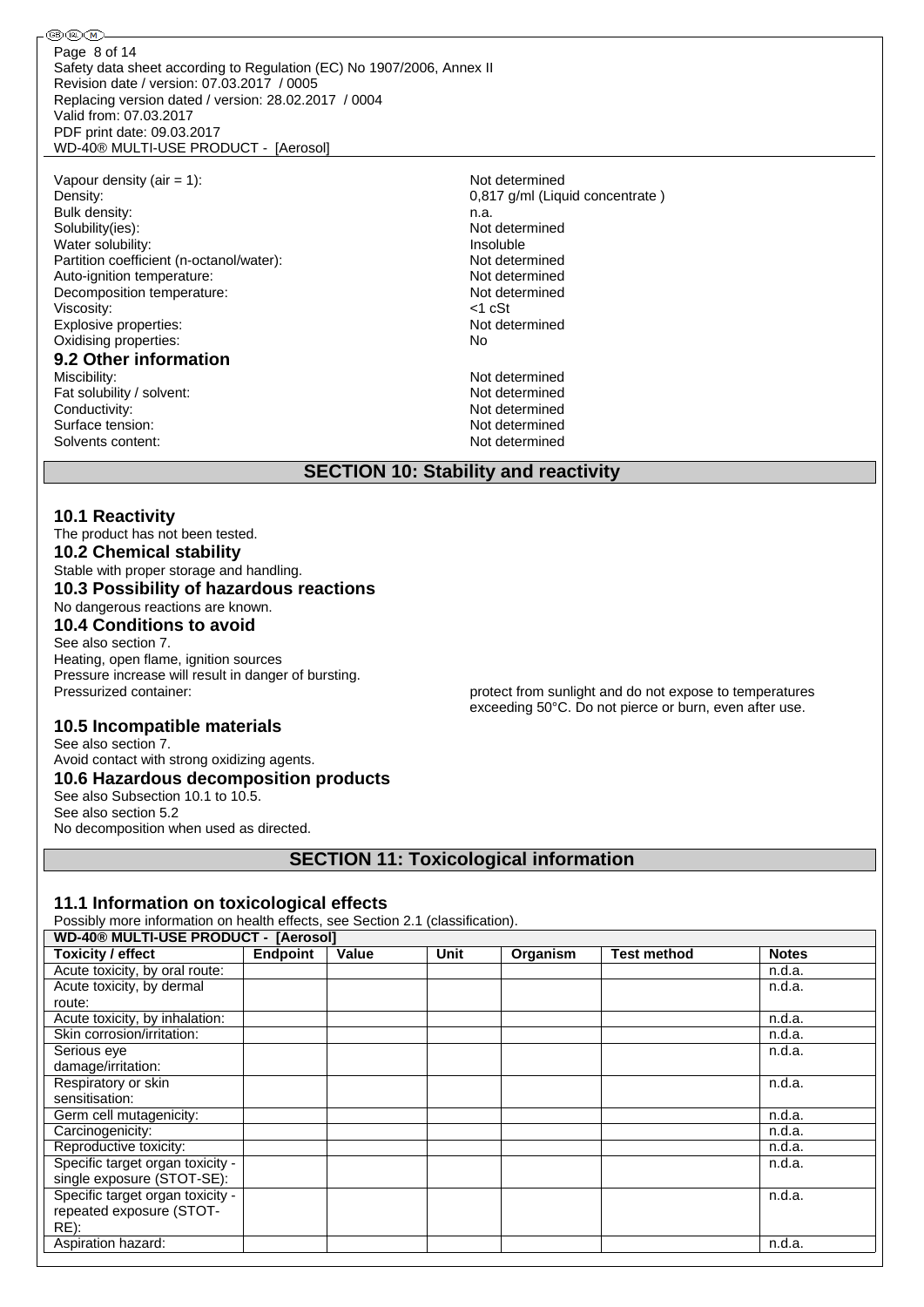Vapour density (air = 1): Not determined
Density: 0,817 g/ml (Liquid concentrate )
Bulk density: n.a.
Solubility(ies): Not determined
Water solubility: Insoluble
Partition coefficient (n-octanol/water): Not determined
Auto-ignition temperature: Not determined
Decomposition temperature: Not determined
Viscosity: <1 cSt
Explosive properties: Not determined
Oxidising properties: No

### 9.2 Other information

Miscibility: Not determined
Fat solubility / solvent: Not determined
Conductivity: Not determined
Surface tension: Not determined
Solvents content: Not determined

## SECTION 10: Stability and reactivity

### 10.1 Reactivity

The product has not been tested.

### 10.2 Chemical stability

Stable with proper storage and handling.

### 10.3 Possibility of hazardous reactions

No dangerous reactions are known.

### 10.4 Conditions to avoid

See also section 7.
Heating, open flame, ignition sources
Pressure increase will result in danger of bursting.
Pressurized container: protect from sunlight and do not expose to temperatures exceeding 50°C. Do not pierce or burn, even after use.

### 10.5 Incompatible materials

See also section 7.
Avoid contact with strong oxidizing agents.

### 10.6 Hazardous decomposition products

See also Subsection 10.1 to 10.5.
See also section 5.2
No decomposition when used as directed.

## SECTION 11: Toxicological information

### 11.1 Information on toxicological effects

Possibly more information on health effects, see Section 2.1 (classification).

| WD-40® MULTI-USE PRODUCT - [Aerosol] | | | | | | |
|---|---|---|---|---|---|---|
| **Toxicity / effect** | **Endpoint** | **Value** | **Unit** | **Organism** | **Test method** | **Notes** |
| Acute toxicity, by oral route: | | | | | | n.d.a. |
| Acute toxicity, by dermal route: | | | | | | n.d.a. |
| Acute toxicity, by inhalation: | | | | | | n.d.a. |
| Skin corrosion/irritation: | | | | | | n.d.a. |
| Serious eye damage/irritation: | | | | | | n.d.a. |
| Respiratory or skin sensitisation: | | | | | | n.d.a. |
| Germ cell mutagenicity: | | | | | | n.d.a. |
| Carcinogenicity: | | | | | | n.d.a. |
| Reproductive toxicity: | | | | | | n.d.a. |
| Specific target organ toxicity - single exposure (STOT-SE): | | | | | | n.d.a. |
| Specific target organ toxicity - repeated exposure (STOT-RE): | | | | | | n.d.a. |
| Aspiration hazard: | | | | | | n.d.a. |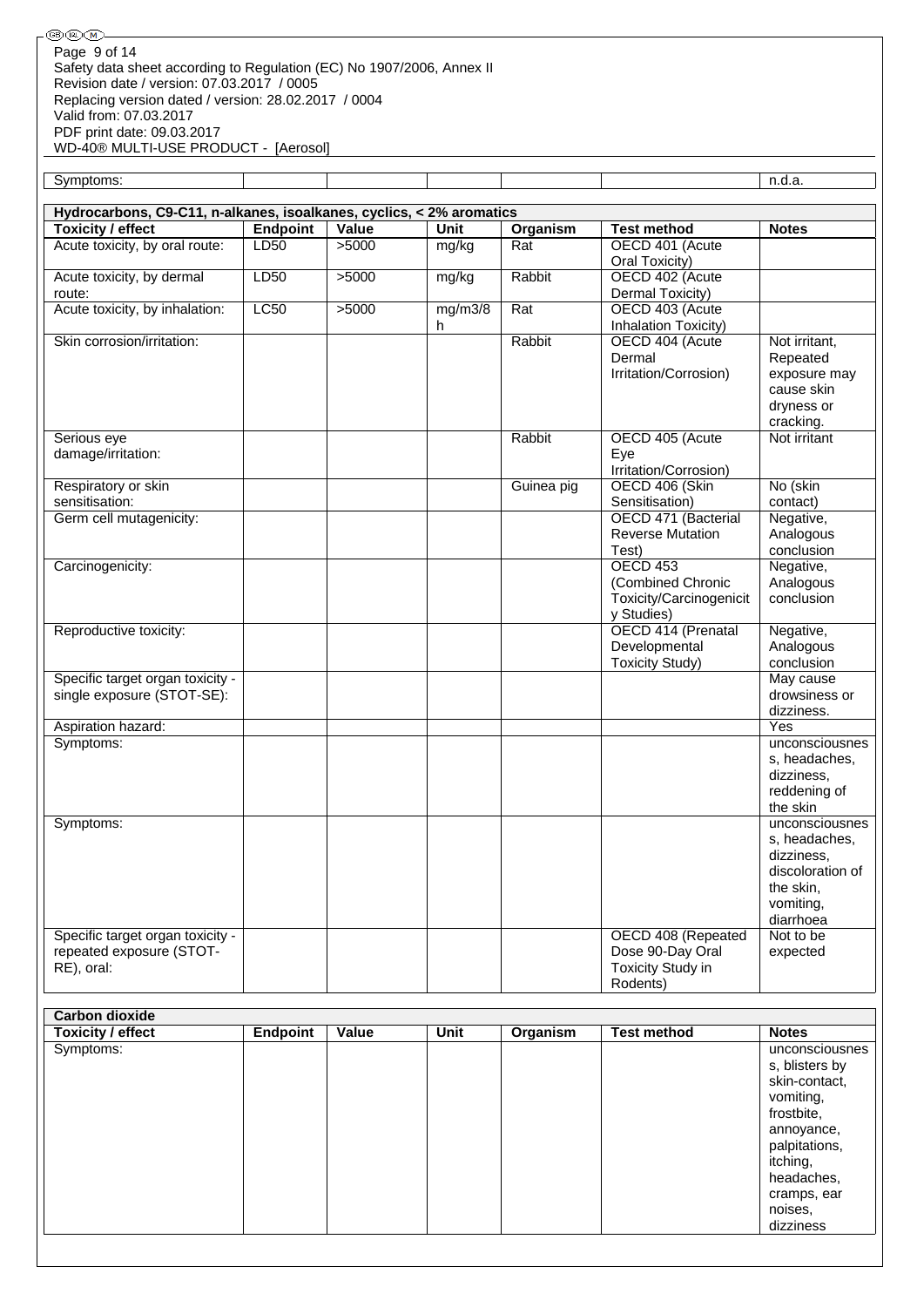| Symptoms: | | | | | | n.d.a. |
|---|---|---|---|---|---|---|

| Hydrocarbons, C9-C11, n-alkanes, isoalkanes, cyclics, < 2% aromatics | | | | | | |
|---|---|---|---|---|---|---|
| **Toxicity / effect** | **Endpoint** | **Value** | **Unit** | **Organism** | **Test method** | **Notes** |
| Acute toxicity, by oral route: | LD50 | >5000 | mg/kg | Rat | OECD 401 (Acute Oral Toxicity) | |
| Acute toxicity, by dermal route: | LD50 | >5000 | mg/kg | Rabbit | OECD 402 (Acute Dermal Toxicity) | |
| Acute toxicity, by inhalation: | LC50 | >5000 | mg/m3/8h | Rat | OECD 403 (Acute Inhalation Toxicity) | |
| Skin corrosion/irritation: | | | | Rabbit | OECD 404 (Acute Dermal Irritation/Corrosion) | Not irritant, Repeated exposure may cause skin dryness or cracking. |
| Serious eye damage/irritation: | | | | Rabbit | OECD 405 (Acute Eye Irritation/Corrosion) | Not irritant |
| Respiratory or skin sensitisation: | | | | Guinea pig | OECD 406 (Skin Sensitisation) | No (skin contact) |
| Germ cell mutagenicity: | | | | | OECD 471 (Bacterial Reverse Mutation Test) | Negative, Analogous conclusion |
| Carcinogenicity: | | | | | OECD 453 (Combined Chronic Toxicity/Carcinogenicity Studies) | Negative, Analogous conclusion |
| Reproductive toxicity: | | | | | OECD 414 (Prenatal Developmental Toxicity Study) | Negative, Analogous conclusion |
| Specific target organ toxicity - single exposure (STOT-SE): | | | | | | May cause drowsiness or dizziness. |
| Aspiration hazard: | | | | | | Yes |
| Symptoms: | | | | | | unconsciousness, headaches, dizziness, reddening of the skin |
| Symptoms: | | | | | | unconsciousness, headaches, dizziness, discoloration of the skin, vomiting, diarrhoea |
| Specific target organ toxicity - repeated exposure (STOT-RE), oral: | | | | | OECD 408 (Repeated Dose 90-Day Oral Toxicity Study in Rodents) | Not to be expected |

| Carbon dioxide | | | | | | |
|---|---|---|---|---|---|---|
| **Toxicity / effect** | **Endpoint** | **Value** | **Unit** | **Organism** | **Test method** | **Notes** |
| Symptoms: | | | | | | unconsciousness, blisters by skin-contact, vomiting, frostbite, annoyance, palpitations, itching, headaches, cramps, ear noises, dizziness |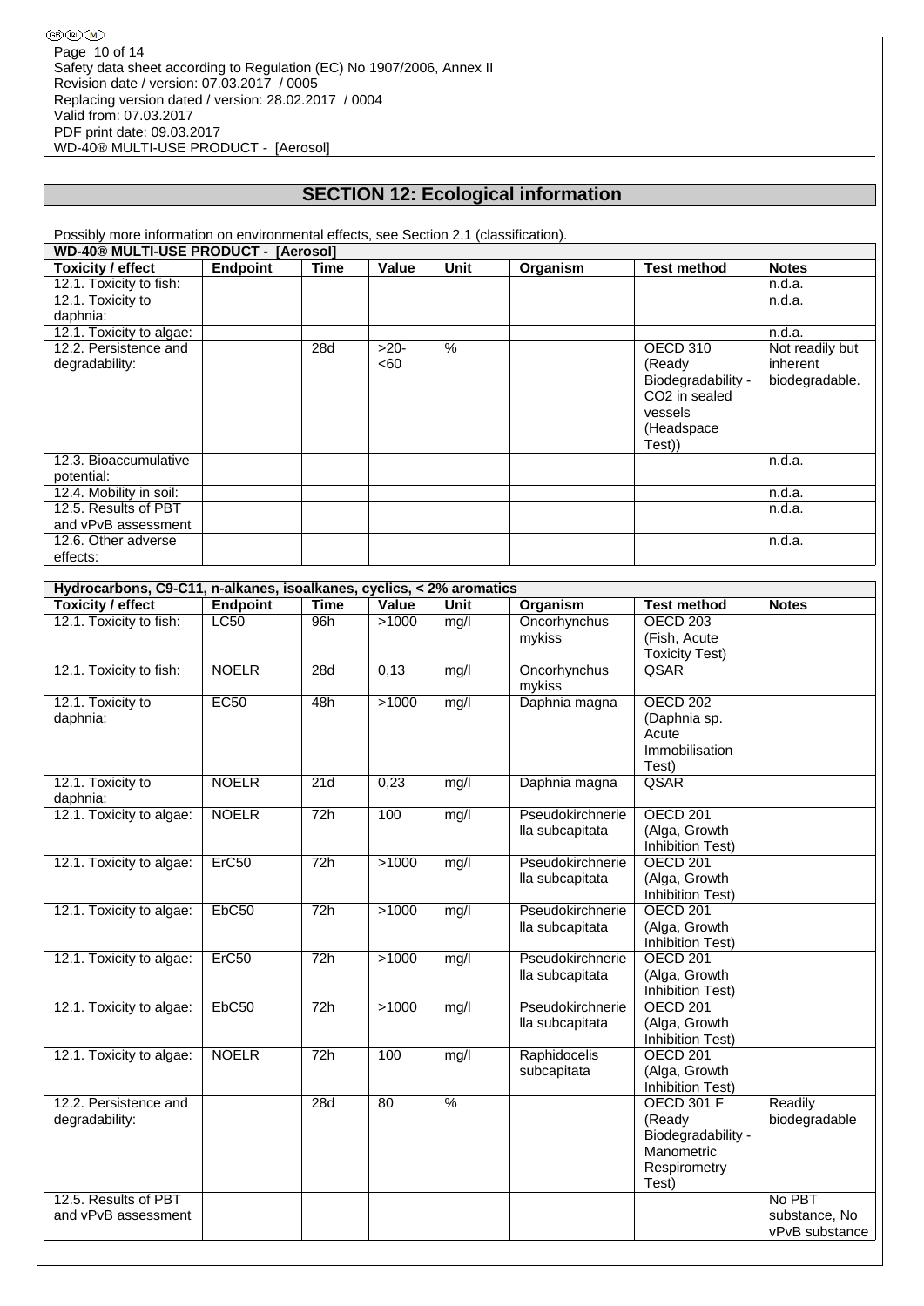## SECTION 12: Ecological information

Possibly more information on environmental effects, see Section 2.1 (classification).

| WD-40® MULTI-USE PRODUCT - [Aerosol] | | | | | | | |
|---|---|---|---|---|---|---|---|
| **Toxicity / effect** | **Endpoint** | **Time** | **Value** | **Unit** | **Organism** | **Test method** | **Notes** |
| 12.1. Toxicity to fish: | | | | | | | n.d.a. |
| 12.1. Toxicity to daphnia: | | | | | | | n.d.a. |
| 12.1. Toxicity to algae: | | | | | | | n.d.a. |
| 12.2. Persistence and degradability: | | 28d | >20-<60 | % | | OECD 310 (Ready Biodegradability - $CO_2$ in sealed vessels (Headspace Test)) | Not readily but inherent biodegradable. |
| 12.3. Bioaccumulative potential: | | | | | | | n.d.a. |
| 12.4. Mobility in soil: | | | | | | | n.d.a. |
| 12.5. Results of PBT and vPvB assessment | | | | | | | n.d.a. |
| 12.6. Other adverse effects: | | | | | | | n.d.a. |

| Hydrocarbons, C9-C11, n-alkanes, isoalkanes, cyclics, < 2% aromatics | | | | | | | |
|---|---|---|---|---|---|---|---|
| **Toxicity / effect** | **Endpoint** | **Time** | **Value** | **Unit** | **Organism** | **Test method** | **Notes** |
| 12.1. Toxicity to fish: | LC50 | 96h | >1000 | mg/l | Oncorhynchus mykiss | OECD 203 (Fish, Acute Toxicity Test) | |
| 12.1. Toxicity to fish: | NOELR | 28d | 0,13 | mg/l | Oncorhynchus mykiss | QSAR | |
| 12.1. Toxicity to daphnia: | EC50 | 48h | >1000 | mg/l | Daphnia magna | OECD 202 (Daphnia sp. Acute Immobilisation Test) | |
| 12.1. Toxicity to daphnia: | NOELR | 21d | 0,23 | mg/l | Daphnia magna | QSAR | |
| 12.1. Toxicity to algae: | NOELR | 72h | 100 | mg/l | Pseudokirchneriella subcapitata | OECD 201 (Alga, Growth Inhibition Test) | |
| 12.1. Toxicity to algae: | ErC50 | 72h | >1000 | mg/l | Pseudokirchneriella subcapitata | OECD 201 (Alga, Growth Inhibition Test) | |
| 12.1. Toxicity to algae: | EbC50 | 72h | >1000 | mg/l | Pseudokirchneriella subcapitata | OECD 201 (Alga, Growth Inhibition Test) | |
| 12.1. Toxicity to algae: | ErC50 | 72h | >1000 | mg/l | Pseudokirchneriella subcapitata | OECD 201 (Alga, Growth Inhibition Test) | |
| 12.1. Toxicity to algae: | EbC50 | 72h | >1000 | mg/l | Pseudokirchneriella subcapitata | OECD 201 (Alga, Growth Inhibition Test) | |
| 12.1. Toxicity to algae: | NOELR | 72h | 100 | mg/l | Raphidocelis subcapitata | OECD 201 (Alga, Growth Inhibition Test) | |
| 12.2. Persistence and degradability: | | 28d | 80 | % | | OECD 301 F (Ready Biodegradability - Manometric Respirometry Test) | Readily biodegradable |
| 12.5. Results of PBT and vPvB assessment | | | | | | | No PBT substance, No vPvB substance |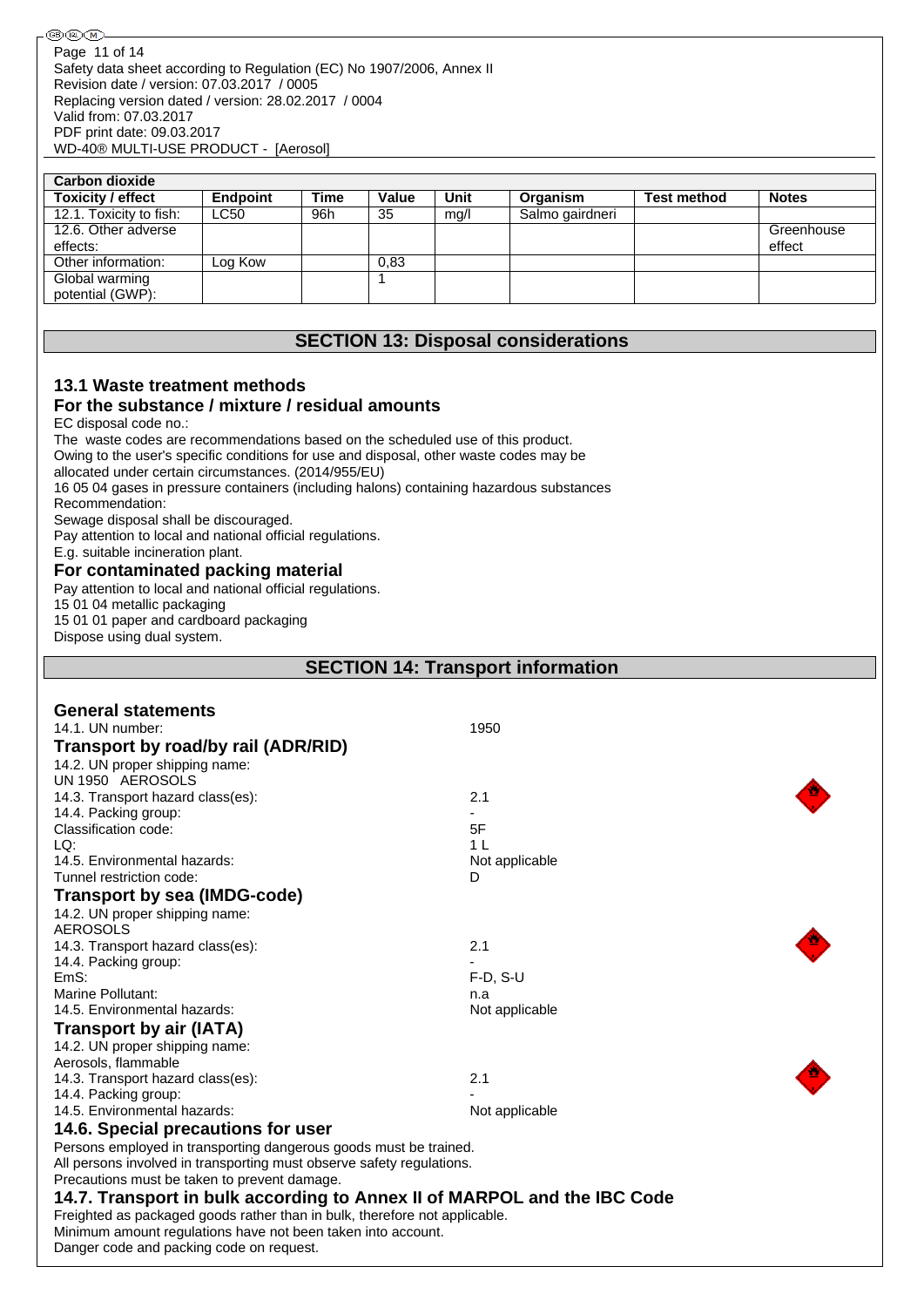| Carbon dioxide | | | | | | | |
|---|---|---|---|---|---|---|---|
| **Toxicity / effect** | **Endpoint** | **Time** | **Value** | **Unit** | **Organism** | **Test method** | **Notes** |
| 12.1. Toxicity to fish: | LC50 | 96h | 35 | mg/l | Salmo gairdneri | | |
| 12.6. Other adverse effects: | | | | | | | Greenhouse effect |
| Other information: | Log Kow | | 0,83 | | | | |
| Global warming potential (GWP): | | | 1 | | | | |

## SECTION 13: Disposal considerations

### 13.1 Waste treatment methods

### For the substance / mixture / residual amounts

EC disposal code no.:
The waste codes are recommendations based on the scheduled use of this product.
Owing to the user's specific conditions for use and disposal, other waste codes may be allocated under certain circumstances. (2014/955/EU)
16 05 04 gases in pressure containers (including halons) containing hazardous substances
Recommendation:
Sewage disposal shall be discouraged.
Pay attention to local and national official regulations.
E.g. suitable incineration plant.

### For contaminated packing material

Pay attention to local and national official regulations.
15 01 04 metallic packaging
15 01 01 paper and cardboard packaging
Dispose using dual system.

## SECTION 14: Transport information

### General statements

14.1. UN number: 1950

### Transport by road/by rail (ADR/RID)

14.2. UN proper shipping name:
UN 1950 AEROSOLS
14.3. Transport hazard class(es): 2.1
14.4. Packing group: -
Classification code: 5F
LQ: 1 L
14.5. Environmental hazards: Not applicable
Tunnel restriction code: D

### Transport by sea (IMDG-code)

14.2. UN proper shipping name:
AEROSOLS
14.3. Transport hazard class(es): 2.1
14.4. Packing group: -
EmS: F-D, S-U
Marine Pollutant: n.a
14.5. Environmental hazards: Not applicable

### Transport by air (IATA)

14.2. UN proper shipping name:
Aerosols, flammable
14.3. Transport hazard class(es): 2.1
14.4. Packing group: -
14.5. Environmental hazards: Not applicable

### 14.6. Special precautions for user

Persons employed in transporting dangerous goods must be trained.
All persons involved in transporting must observe safety regulations.
Precautions must be taken to prevent damage.

### 14.7. Transport in bulk according to Annex II of MARPOL and the IBC Code

Freighted as packaged goods rather than in bulk, therefore not applicable.
Minimum amount regulations have not been taken into account.
Danger code and packing code on request.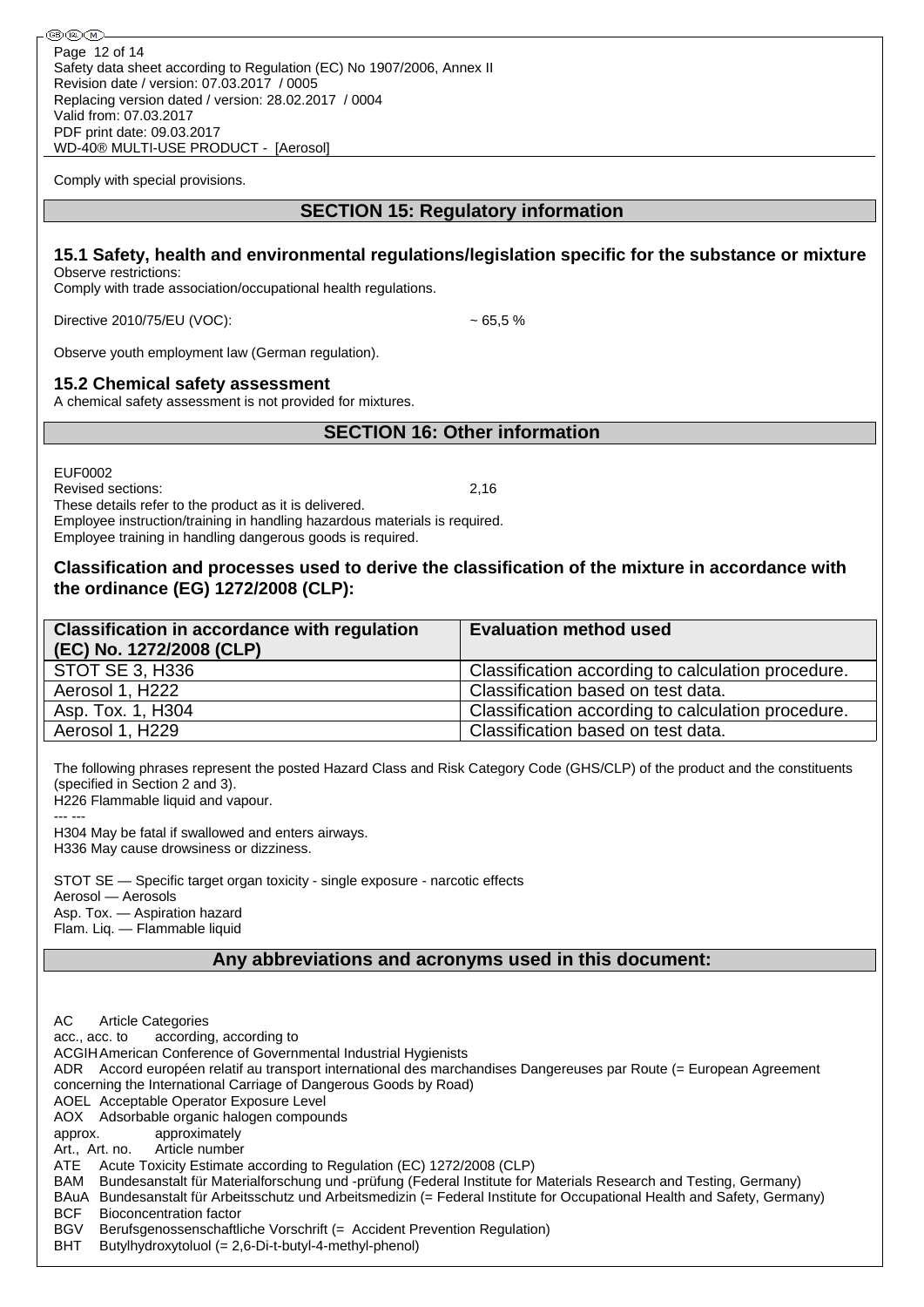Comply with special provisions.

## SECTION 15: Regulatory information

### 15.1 Safety, health and environmental regulations/legislation specific for the substance or mixture

Observe restrictions:
Comply with trade association/occupational health regulations.

Directive 2010/75/EU (VOC): ~ 65,5 %

Observe youth employment law (German regulation).

### 15.2 Chemical safety assessment

A chemical safety assessment is not provided for mixtures.

## SECTION 16: Other information

EUF0002
Revised sections: 2,16
These details refer to the product as it is delivered.
Employee instruction/training in handling hazardous materials is required.
Employee training in handling dangerous goods is required.

### Classification and processes used to derive the classification of the mixture in accordance with the ordinance (EG) 1272/2008 (CLP):

| Classification in accordance with regulation (EC) No. 1272/2008 (CLP) | Evaluation method used |
|---|---|
| STOT SE 3, H336 | Classification according to calculation procedure. |
| Aerosol 1, H222 | Classification based on test data. |
| Asp. Tox. 1, H304 | Classification according to calculation procedure. |
| Aerosol 1, H229 | Classification based on test data. |

The following phrases represent the posted Hazard Class and Risk Category Code (GHS/CLP) of the product and the constituents (specified in Section 2 and 3).
H226 Flammable liquid and vapour.
--- ---
H304 May be fatal if swallowed and enters airways.
H336 May cause drowsiness or dizziness.

STOT SE — Specific target organ toxicity - single exposure - narcotic effects
Aerosol — Aerosols
Asp. Tox. — Aspiration hazard
Flam. Liq. — Flammable liquid

## Any abbreviations and acronyms used in this document:

AC Article Categories
acc., acc. to according, according to
ACGIH American Conference of Governmental Industrial Hygienists
ADR Accord européen relatif au transport international des marchandises Dangereuses par Route (= European Agreement concerning the International Carriage of Dangerous Goods by Road)
AOEL Acceptable Operator Exposure Level
AOX Adsorbable organic halogen compounds
approx. approximately
Art., Art. no. Article number
ATE Acute Toxicity Estimate according to Regulation (EC) 1272/2008 (CLP)
BAM Bundesanstalt für Materialforschung und -prüfung (Federal Institute for Materials Research and Testing, Germany)
BAuA Bundesanstalt für Arbeitsschutz und Arbeitsmedizin (= Federal Institute for Occupational Health and Safety, Germany)
BCF Bioconcentration factor
BGV Berufsgenossenschaftliche Vorschrift (= Accident Prevention Regulation)
BHT Butylhydroxytoluol (= 2,6-Di-t-butyl-4-methyl-phenol)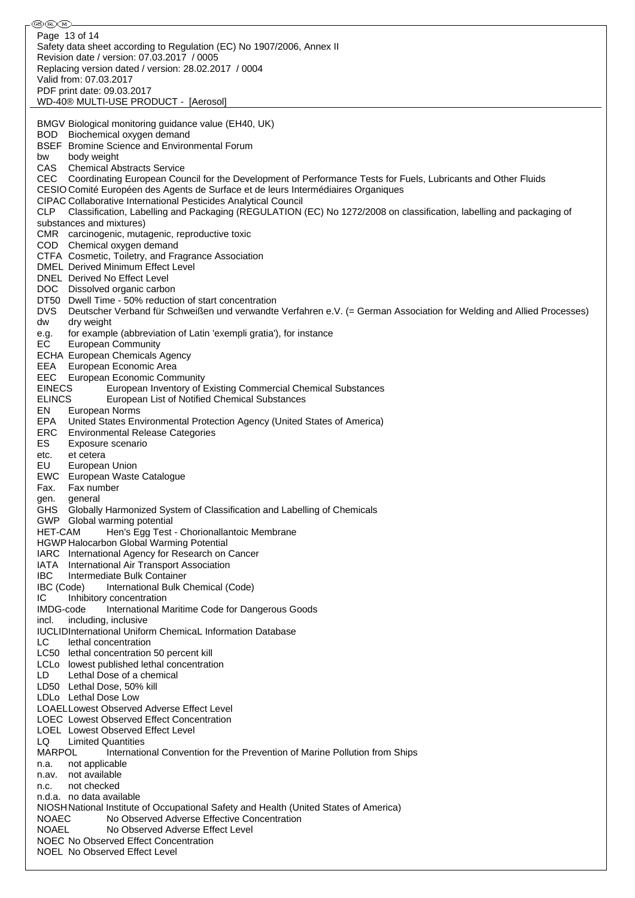BMGV Biological monitoring guidance value (EH40, UK)
BOD Biochemical oxygen demand
BSEF Bromine Science and Environmental Forum
bw body weight
CAS Chemical Abstracts Service
CEC Coordinating European Council for the Development of Performance Tests for Fuels, Lubricants and Other Fluids
CESIO Comité Européen des Agents de Surface et de leurs Intermédiaires Organiques
CIPAC Collaborative International Pesticides Analytical Council
CLP Classification, Labelling and Packaging (REGULATION (EC) No 1272/2008 on classification, labelling and packaging of substances and mixtures)
CMR carcinogenic, mutagenic, reproductive toxic
COD Chemical oxygen demand
CTFA Cosmetic, Toiletry, and Fragrance Association
DMEL Derived Minimum Effect Level
DNEL Derived No Effect Level
DOC Dissolved organic carbon
DT50 Dwell Time - 50% reduction of start concentration
DVS Deutscher Verband für Schweißen und verwandte Verfahren e.V. (= German Association for Welding and Allied Processes)
dw dry weight
e.g. for example (abbreviation of Latin 'exempli gratia'), for instance
EC European Community
ECHA European Chemicals Agency
EEA European Economic Area
EEC European Economic Community
EINECS European Inventory of Existing Commercial Chemical Substances
ELINCS European List of Notified Chemical Substances
EN European Norms
EPA United States Environmental Protection Agency (United States of America)
ERC Environmental Release Categories
ES Exposure scenario
etc. et cetera
EU European Union
EWC European Waste Catalogue
Fax. Fax number
gen. general
GHS Globally Harmonized System of Classification and Labelling of Chemicals
GWP Global warming potential
HET-CAM Hen's Egg Test - Chorionallantoic Membrane
HGWP Halocarbon Global Warming Potential
IARC International Agency for Research on Cancer
IATA International Air Transport Association
IBC Intermediate Bulk Container
IBC (Code) International Bulk Chemical (Code)
IC Inhibitory concentration
IMDG-code International Maritime Code for Dangerous Goods
incl. including, inclusive
IUCLID International Uniform ChemicaL Information Database
LC lethal concentration
LC50 lethal concentration 50 percent kill
LCLo lowest published lethal concentration
LD Lethal Dose of a chemical
LD50 Lethal Dose, 50% kill
LDLo Lethal Dose Low
LOAEL Lowest Observed Adverse Effect Level
LOEC Lowest Observed Effect Concentration
LOEL Lowest Observed Effect Level
LQ Limited Quantities
MARPOL International Convention for the Prevention of Marine Pollution from Ships
n.a. not applicable
n.av. not available
n.c. not checked
n.d.a. no data available
NIOSH National Institute of Occupational Safety and Health (United States of America)
NOAEC No Observed Adverse Effective Concentration
NOAEL No Observed Adverse Effect Level
NOEC No Observed Effect Concentration
NOEL No Observed Effect Level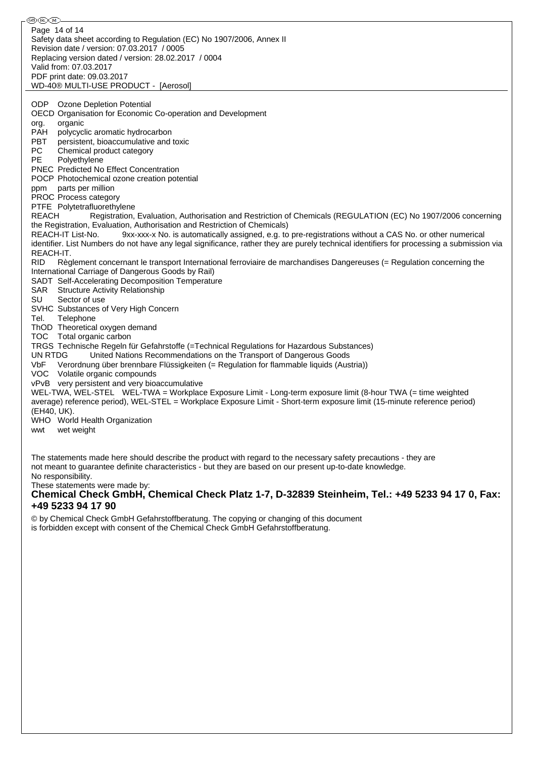ODP Ozone Depletion Potential
OECD Organisation for Economic Co-operation and Development
org. organic
PAH polycyclic aromatic hydrocarbon
PBT persistent, bioaccumulative and toxic
PC Chemical product category
PE Polyethylene
PNEC Predicted No Effect Concentration
POCP Photochemical ozone creation potential
ppm parts per million
PROC Process category
PTFE Polytetrafluorethylene
REACH Registration, Evaluation, Authorisation and Restriction of Chemicals (REGULATION (EC) No 1907/2006 concerning the Registration, Evaluation, Authorisation and Restriction of Chemicals)
REACH-IT List-No. 9xx-xxx-x No. is automatically assigned, e.g. to pre-registrations without a CAS No. or other numerical identifier. List Numbers do not have any legal significance, rather they are purely technical identifiers for processing a submission via REACH-IT.
RID Règlement concernant le transport International ferroviaire de marchandises Dangereuses (= Regulation concerning the International Carriage of Dangerous Goods by Rail)
SADT Self-Accelerating Decomposition Temperature
SAR Structure Activity Relationship
SU Sector of use
SVHC Substances of Very High Concern
Tel. Telephone
ThOD Theoretical oxygen demand
TOC Total organic carbon
TRGS Technische Regeln für Gefahrstoffe (=Technical Regulations for Hazardous Substances)
UN RTDG United Nations Recommendations on the Transport of Dangerous Goods
VbF Verordnung über brennbare Flüssigkeiten (= Regulation for flammable liquids (Austria))
VOC Volatile organic compounds
vPvB very persistent and very bioaccumulative
WEL-TWA, WEL-STEL WEL-TWA = Workplace Exposure Limit - Long-term exposure limit (8-hour TWA (= time weighted average) reference period), WEL-STEL = Workplace Exposure Limit - Short-term exposure limit (15-minute reference period) (EH40, UK).
WHO World Health Organization
wwt wet weight

The statements made here should describe the product with regard to the necessary safety precautions - they are not meant to guarantee definite characteristics - but they are based on our present up-to-date knowledge.
No responsibility.
These statements were made by:

**Chemical Check GmbH, Chemical Check Platz 1-7, D-32839 Steinheim, Tel.: +49 5233 94 17 0, Fax: +49 5233 94 17 90**

© by Chemical Check GmbH Gefahrstoffberatung. The copying or changing of this document is forbidden except with consent of the Chemical Check GmbH Gefahrstoffberatung.